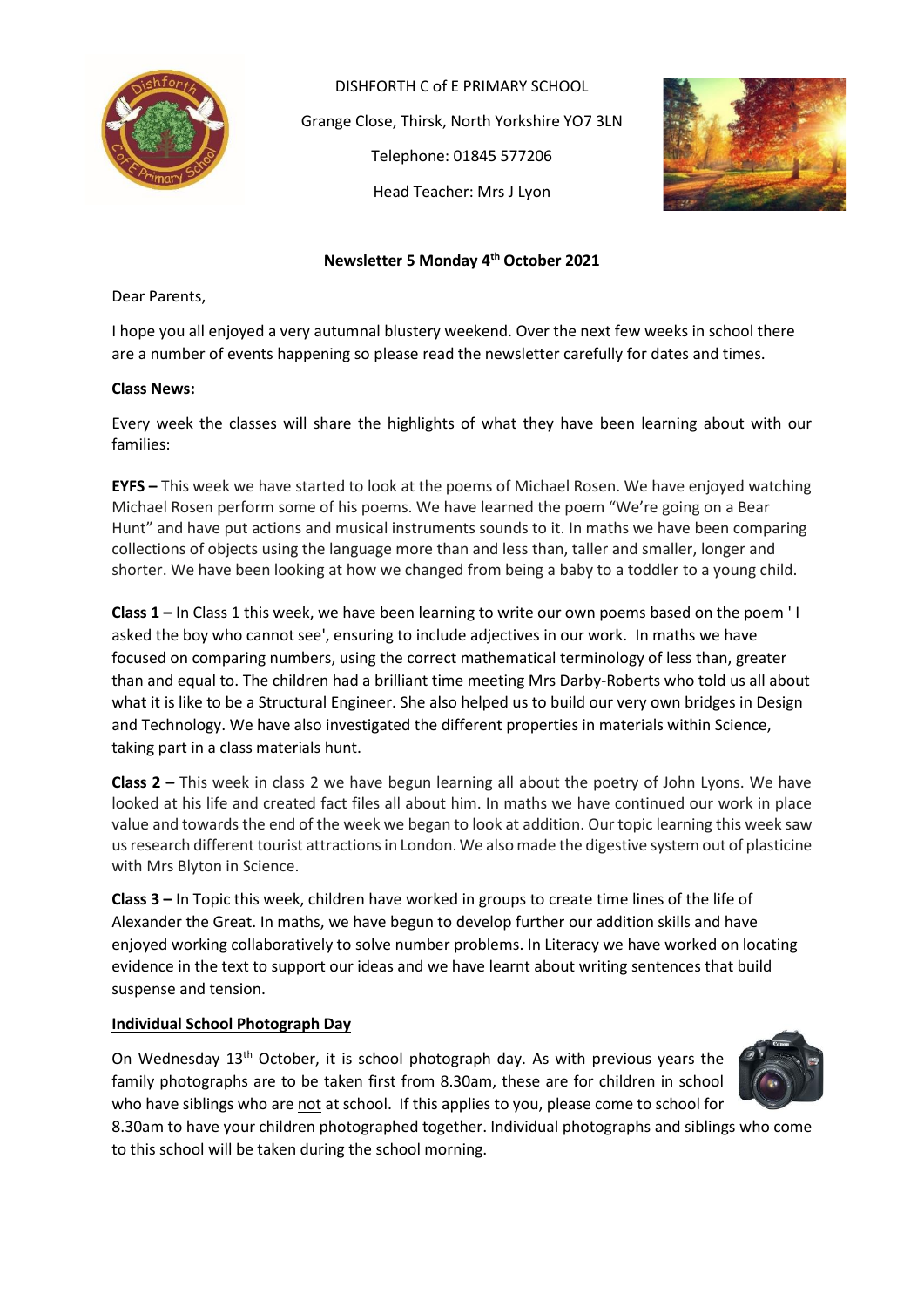DISHFORTH C of E PRIMARY SCHOOL

Grange Close, Thirsk, North Yorkshire YO7 3LN

Telephone: 01845 577206

Head Teacher: Mrs J Lyon

**Newsletter 5 Monday 4th October 2021**

Dear Parents,

I hope you all enjoyed a very autumnal blustery weekend. Over the next few weeks in school there are a number of events happening so please read the newsletter carefully for dates and times.

## Class News:

Every week the classes will share the highlights of what they have been learning about with our families:

**EYFS –** This week we have started to look at the poems of Michael Rosen. We have enjoyed watching Michael Rosen perform some of his poems. We have learned the poem "We're going on a Bear Hunt" and have put actions and musical instruments sounds to it. In maths we have been comparing collections of objects using the language more than and less than, taller and smaller, longer and shorter. We have been looking at how we changed from being a baby to a toddler to a young child.

**Class 1 –** In Class 1 this week, we have been learning to write our own poems based on the poem ' I asked the boy who cannot see', ensuring to include adjectives in our work. In maths we have focused on comparing numbers, using the correct mathematical terminology of less than, greater than and equal to. The children had a brilliant time meeting Mrs Darby-Roberts who told us all about what it is like to be a Structural Engineer. She also helped us to build our very own bridges in Design and Technology. We have also investigated the different properties in materials within Science, taking part in a class materials hunt.

**Class 2 –** This week in class 2 we have begun learning all about the poetry of John Lyons. We have looked at his life and created fact files all about him. In maths we have continued our work in place value and towards the end of the week we began to look at addition. Our topic learning this week saw us research different tourist attractions in London. We also made the digestive system out of plasticine with Mrs Blyton in Science.

**Class 3 –** In Topic this week, children have worked in groups to create time lines of the life of Alexander the Great. In maths, we have begun to develop further our addition skills and have enjoyed working collaboratively to solve number problems. In Literacy we have worked on locating evidence in the text to support our ideas and we have learnt about writing sentences that build suspense and tension.

## Individual School Photograph Day

On Wednesday 13th October, it is school photograph day. As with previous years the family photographs are to be taken first from 8.30am, these are for children in school who have siblings who are not at school. If this applies to you, please come to school for 8.30am to have your children photographed together. Individual photographs and siblings who come to this school will be taken during the school morning.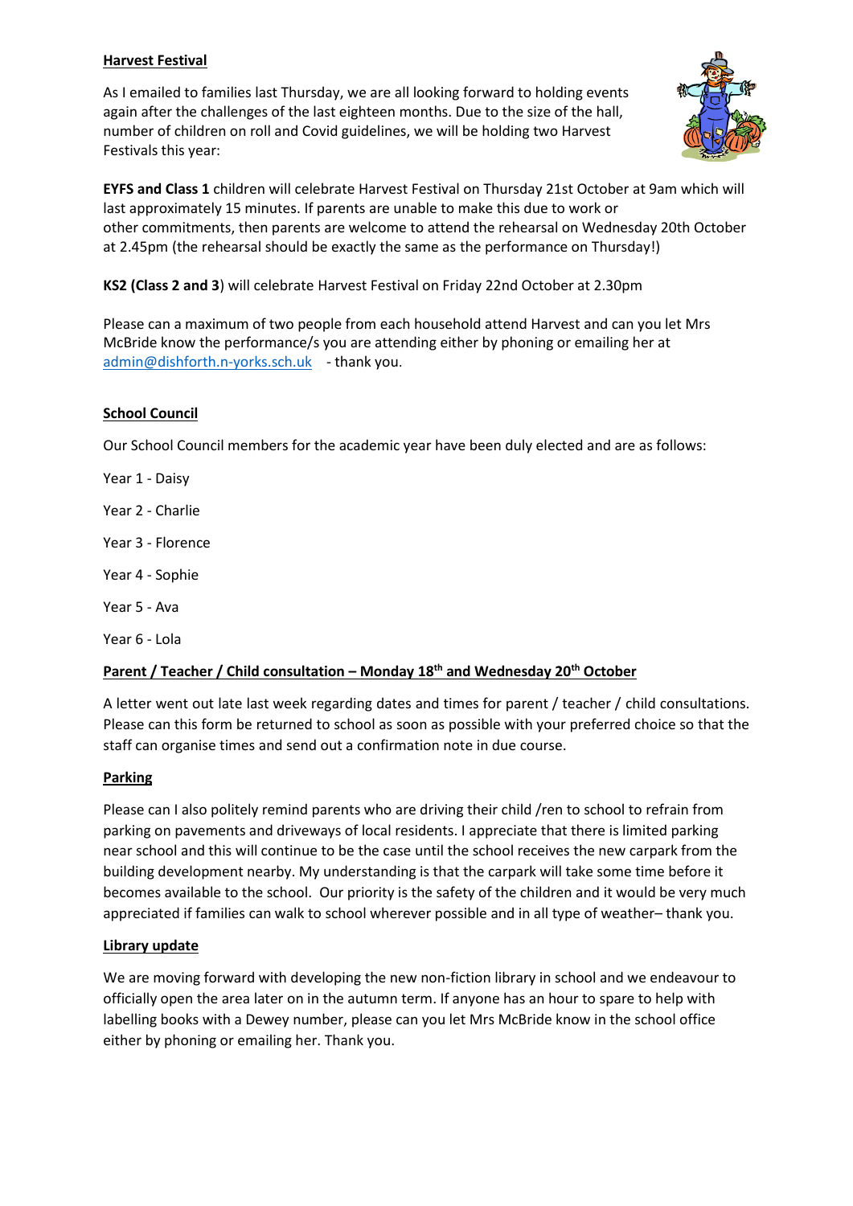## Harvest Festival

As I emailed to families last Thursday, we are all looking forward to holding events again after the challenges of the last eighteen months. Due to the size of the hall, number of children on roll and Covid guidelines, we will be holding two Harvest Festivals this year:

**EYFS and Class 1** children will celebrate Harvest Festival on Thursday 21st October at 9am which will last approximately 15 minutes. If parents are unable to make this due to work or other commitments, then parents are welcome to attend the rehearsal on Wednesday 20th October at 2.45pm (the rehearsal should be exactly the same as the performance on Thursday!)

**KS2 (Class 2 and 3**) will celebrate Harvest Festival on Friday 22nd October at 2.30pm

Please can a maximum of two people from each household attend Harvest and can you let Mrs McBride know the performance/s you are attending either by phoning or emailing her at admin@dishforth.n-yorks.sch.uk - thank you.

## School Council

Our School Council members for the academic year have been duly elected and are as follows:

Year 1 - Daisy

Year 2 - Charlie

Year 3 - Florence

Year 4 - Sophie

Year 5 - Ava

Year 6 - Lola

## Parent / Teacher / Child consultation – Monday 18th and Wednesday 20th October

A letter went out late last week regarding dates and times for parent / teacher / child consultations. Please can this form be returned to school as soon as possible with your preferred choice so that the staff can organise times and send out a confirmation note in due course.

## Parking

Please can I also politely remind parents who are driving their child /ren to school to refrain from parking on pavements and driveways of local residents. I appreciate that there is limited parking near school and this will continue to be the case until the school receives the new carpark from the building development nearby. My understanding is that the carpark will take some time before it becomes available to the school. Our priority is the safety of the children and it would be very much appreciated if families can walk to school wherever possible and in all type of weather– thank you.

## Library update

We are moving forward with developing the new non-fiction library in school and we endeavour to officially open the area later on in the autumn term. If anyone has an hour to spare to help with labelling books with a Dewey number, please can you let Mrs McBride know in the school office either by phoning or emailing her. Thank you.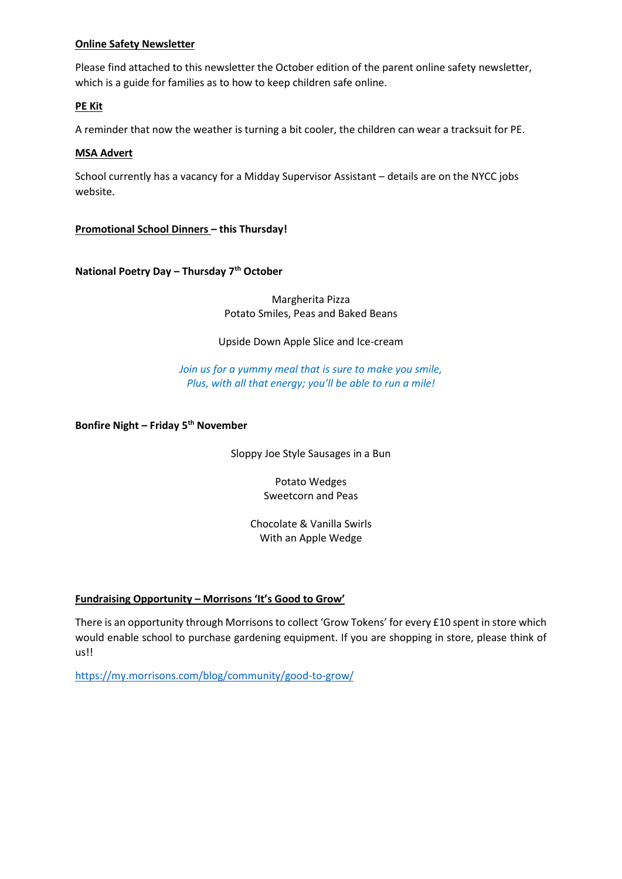**Online Safety Newsletter**

Please find attached to this newsletter the October edition of the parent online safety newsletter, which is a guide for families as to how to keep children safe online.

**PE Kit**

A reminder that now the weather is turning a bit cooler, the children can wear a tracksuit for PE.

**MSA Advert**

School currently has a vacancy for a Midday Supervisor Assistant – details are on the NYCC jobs website.

**Promotional School Dinners – this Thursday!**

**National Poetry Day – Thursday 7th October**

Margherita Pizza
Potato Smiles, Peas and Baked Beans

Upside Down Apple Slice and Ice-cream

*Join us for a yummy meal that is sure to make you smile,*
*Plus, with all that energy; you'll be able to run a mile!*

**Bonfire Night – Friday 5th November**

Sloppy Joe Style Sausages in a Bun

Potato Wedges
Sweetcorn and Peas

Chocolate & Vanilla Swirls
With an Apple Wedge

**Fundraising Opportunity – Morrisons 'It's Good to Grow'**

There is an opportunity through Morrisons to collect 'Grow Tokens' for every £10 spent in store which would enable school to purchase gardening equipment. If you are shopping in store, please think of us!!

https://my.morrisons.com/blog/community/good-to-grow/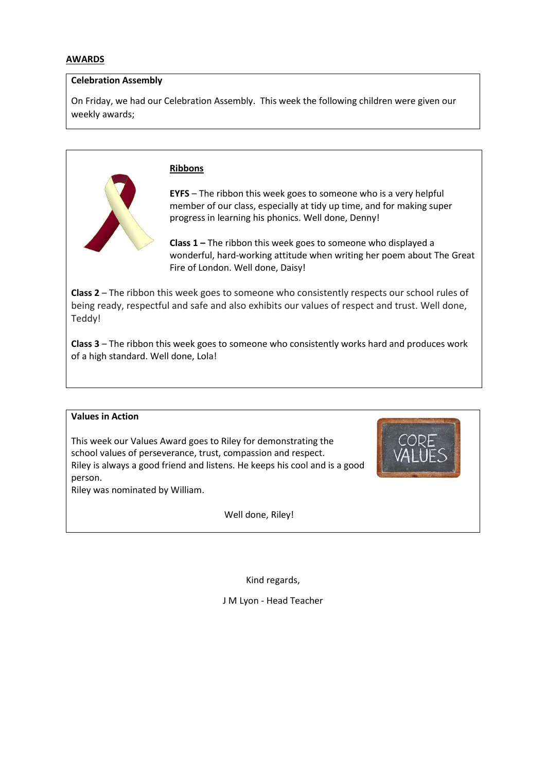## AWARDS

**Celebration Assembly**

On Friday, we had our Celebration Assembly. This week the following children were given our weekly awards;

### Ribbons

**EYFS** – The ribbon this week goes to someone who is a very helpful member of our class, especially at tidy up time, and for making super progress in learning his phonics. Well done, Denny!

**Class 1 –** The ribbon this week goes to someone who displayed a wonderful, hard-working attitude when writing her poem about The Great Fire of London. Well done, Daisy!

**Class 2** – The ribbon this week goes to someone who consistently respects our school rules of being ready, respectful and safe and also exhibits our values of respect and trust. Well done, Teddy!

**Class 3** – The ribbon this week goes to someone who consistently works hard and produces work of a high standard. Well done, Lola!

**Values in Action**

This week our Values Award goes to Riley for demonstrating the school values of perseverance, trust, compassion and respect.
Riley is always a good friend and listens. He keeps his cool and is a good person.
Riley was nominated by William.

Well done, Riley!

Kind regards,

J M Lyon - Head Teacher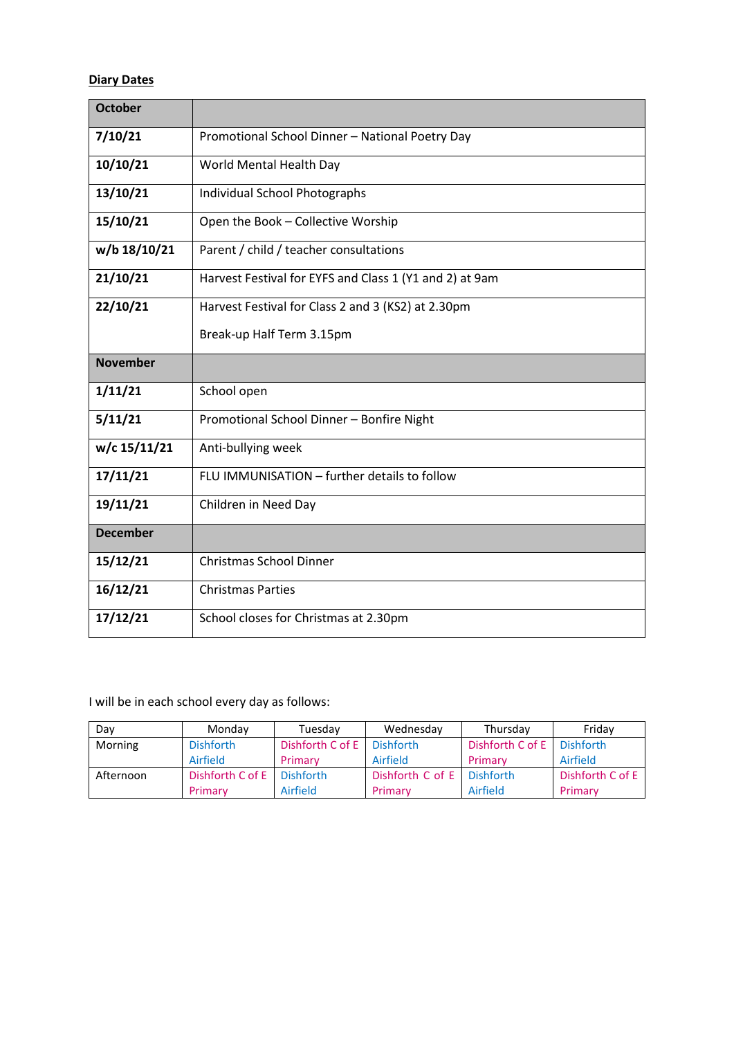**Diary Dates**

| **October** | |
|---|---|
| **7/10/21** | Promotional School Dinner – National Poetry Day |
| **10/10/21** | World Mental Health Day |
| **13/10/21** | Individual School Photographs |
| **15/10/21** | Open the Book – Collective Worship |
| **w/b 18/10/21** | Parent / child / teacher consultations |
| **21/10/21** | Harvest Festival for EYFS and Class 1 (Y1 and 2) at 9am |
| **22/10/21** | Harvest Festival for Class 2 and 3 (KS2) at 2.30pm<br><br>Break-up Half Term 3.15pm |
| **November** | |
| **1/11/21** | School open |
| **5/11/21** | Promotional School Dinner – Bonfire Night |
| **w/c 15/11/21** | Anti-bullying week |
| **17/11/21** | FLU IMMUNISATION – further details to follow |
| **19/11/21** | Children in Need Day |
| **December** | |
| **15/12/21** | Christmas School Dinner |
| **16/12/21** | Christmas Parties |
| **17/12/21** | School closes for Christmas at 2.30pm |

I will be in each school every day as follows:

| Day | Monday | Tuesday | Wednesday | Thursday | Friday |
|---|---|---|---|---|---|
| Morning | Dishforth Airfield | Dishforth C of E Primary | Dishforth Airfield | Dishforth C of E Primary | Dishforth Airfield |
| Afternoon | Dishforth C of E Primary | Dishforth Airfield | Dishforth C of E Primary | Dishforth Airfield | Dishforth C of E Primary |